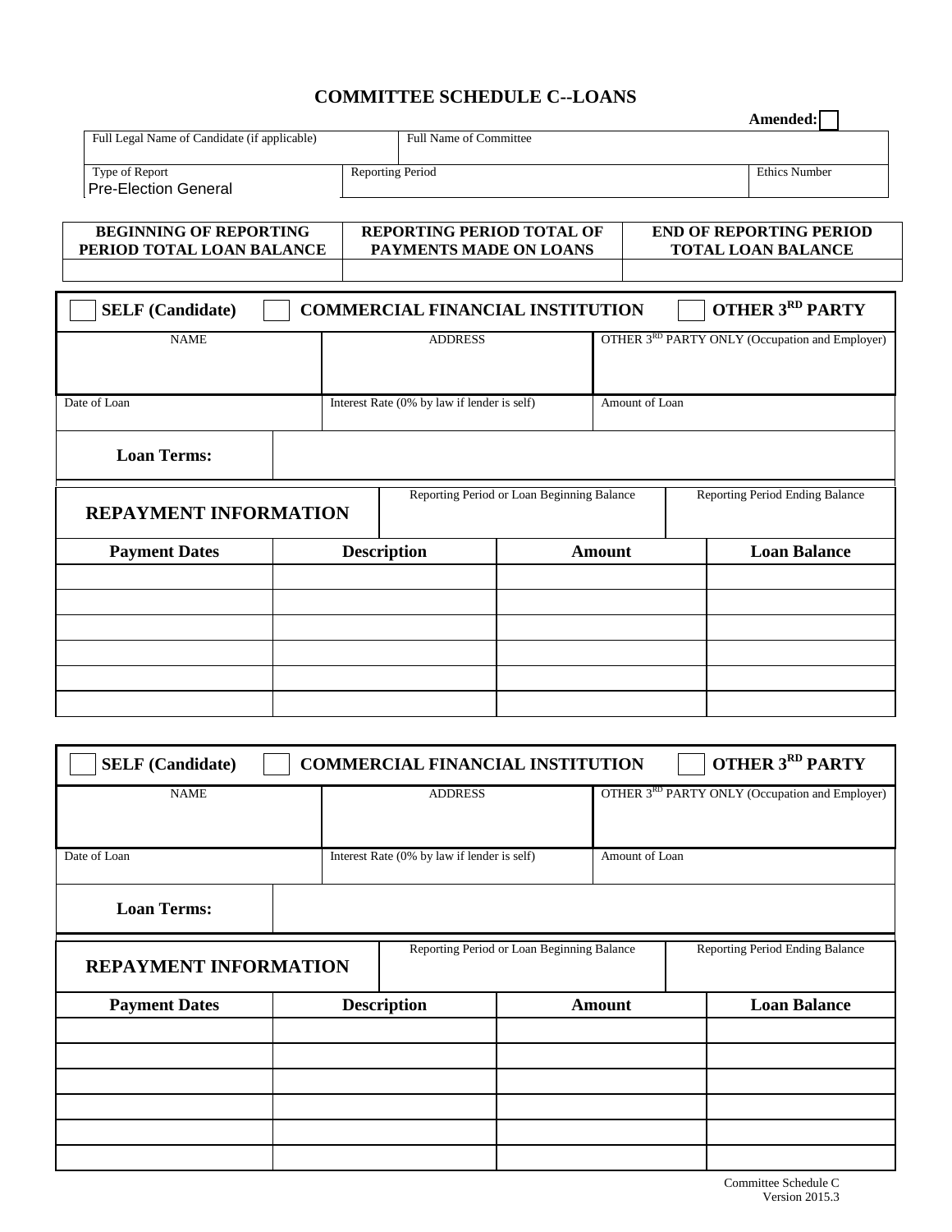# COMMITTEE SCHEDULE C--LOANS

**Amended:** ☐

| Full Legal Name of Candidate (if applicable) | Full Name of Committee | |
|---|---|---|
| Type of Report<br>Pre-Election General | Reporting Period | Ethics Number |

| BEGINNING OF REPORTING PERIOD TOTAL LOAN BALANCE | REPORTING PERIOD TOTAL OF PAYMENTS MADE ON LOANS | END OF REPORTING PERIOD TOTAL LOAN BALANCE |
|---|---|---|
| | | |

☐ **SELF (Candidate)** ☐ **COMMERCIAL FINANCIAL INSTITUTION** ☐ **OTHER 3RD PARTY**

| NAME | ADDRESS | OTHER 3RD PARTY ONLY (Occupation and Employer) |
|---|---|---|
| | | |
| Date of Loan | Interest Rate (0% by law if lender is self) | Amount of Loan |

**Loan Terms:**

| **REPAYMENT INFORMATION** | Reporting Period or Loan Beginning Balance | Reporting Period Ending Balance |
|---|---|---|
| | | |

| Payment Dates | Description | Amount | Loan Balance |
|---|---|---|---|
| | | | |
| | | | |
| | | | |
| | | | |
| | | | |
| | | | |

☐ **SELF (Candidate)** ☐ **COMMERCIAL FINANCIAL INSTITUTION** ☐ **OTHER 3RD PARTY**

| NAME | ADDRESS | OTHER 3RD PARTY ONLY (Occupation and Employer) |
|---|---|---|
| | | |
| Date of Loan | Interest Rate (0% by law if lender is self) | Amount of Loan |

**Loan Terms:**

| **REPAYMENT INFORMATION** | Reporting Period or Loan Beginning Balance | Reporting Period Ending Balance |
|---|---|---|
| | | |

| Payment Dates | Description | Amount | Loan Balance |
|---|---|---|---|
| | | | |
| | | | |
| | | | |
| | | | |
| | | | |
| | | | |

Committee Schedule C
Version 2015.3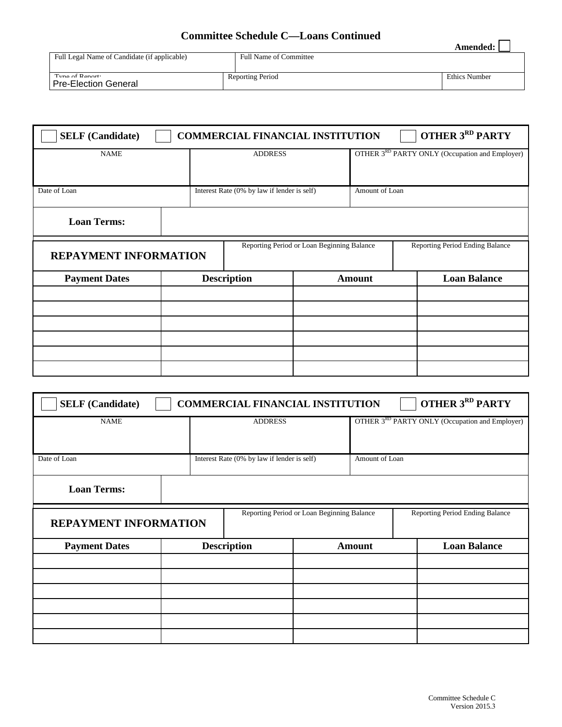# Committee Schedule C—Loans Continued

**Amended:** ☐

| Full Legal Name of Candidate (if applicable) | Full Name of Committee | |
|---|---|---|
| Type of Report: Pre-Election General | Reporting Period | Ethics Number |

| ☐ **SELF (Candidate)** | ☐ **COMMERCIAL FINANCIAL INSTITUTION** | ☐ **OTHER 3RD PARTY** |
|---|---|---|
| NAME | ADDRESS | OTHER 3RD PARTY ONLY (Occupation and Employer) |
| | | |
| Date of Loan | Interest Rate (0% by law if lender is self) | Amount of Loan |
| | | |

| **Loan Terms:** | |
|---|---|

| **REPAYMENT INFORMATION** | Reporting Period or Loan Beginning Balance | Reporting Period Ending Balance |
|---|---|---|

| **Payment Dates** | **Description** | **Amount** | **Loan Balance** |
|---|---|---|---|
| | | | |
| | | | |
| | | | |
| | | | |
| | | | |
| | | | |

| ☐ **SELF (Candidate)** | ☐ **COMMERCIAL FINANCIAL INSTITUTION** | ☐ **OTHER 3RD PARTY** |
|---|---|---|
| NAME | ADDRESS | OTHER 3RD PARTY ONLY (Occupation and Employer) |
| | | |
| Date of Loan | Interest Rate (0% by law if lender is self) | Amount of Loan |
| | | |

| **Loan Terms:** | |
|---|---|

| **REPAYMENT INFORMATION** | Reporting Period or Loan Beginning Balance | Reporting Period Ending Balance |
|---|---|---|

| **Payment Dates** | **Description** | **Amount** | **Loan Balance** |
|---|---|---|---|
| | | | |
| | | | |
| | | | |
| | | | |
| | | | |
| | | | |

Committee Schedule C
Version 2015.3